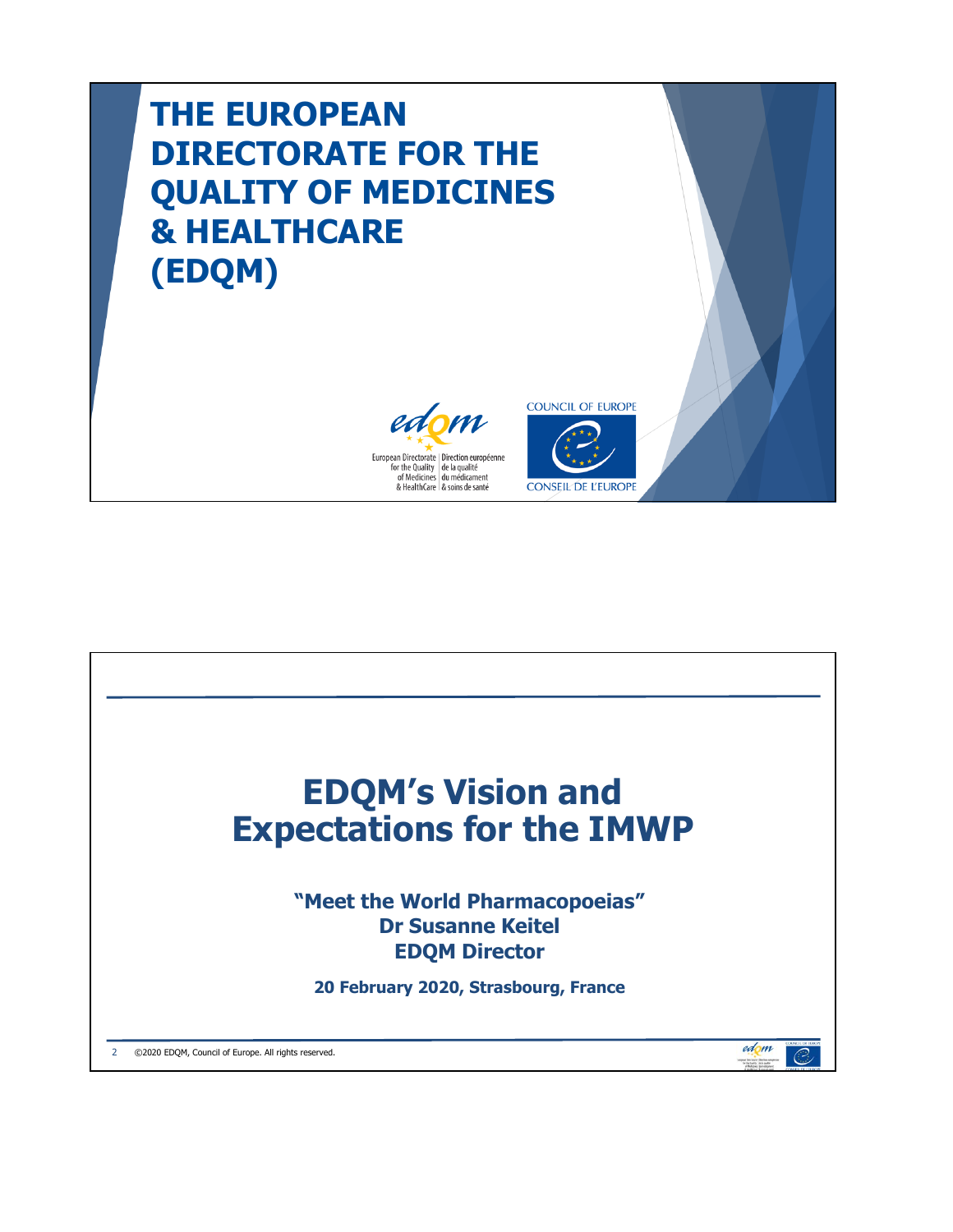# THE EUROPEAN DIRECTORATE FOR THE QUALITY OF MEDICINES & HEALTHCARE (EDQM)

European Directorate for the Quality of Medicines & HealthCare | Direction européenne de la qualité du médicament & soins de santé

COUNCIL OF EUROPE
CONSEIL DE L'EUROPE

# EDQM's Vision and Expectations for the IMWP

**"Meet the World Pharmacopoeias"**
**Dr Susanne Keitel**
**EDQM Director**

**20 February 2020, Strasbourg, France**

©2020 EDQM, Council of Europe. All rights reserved.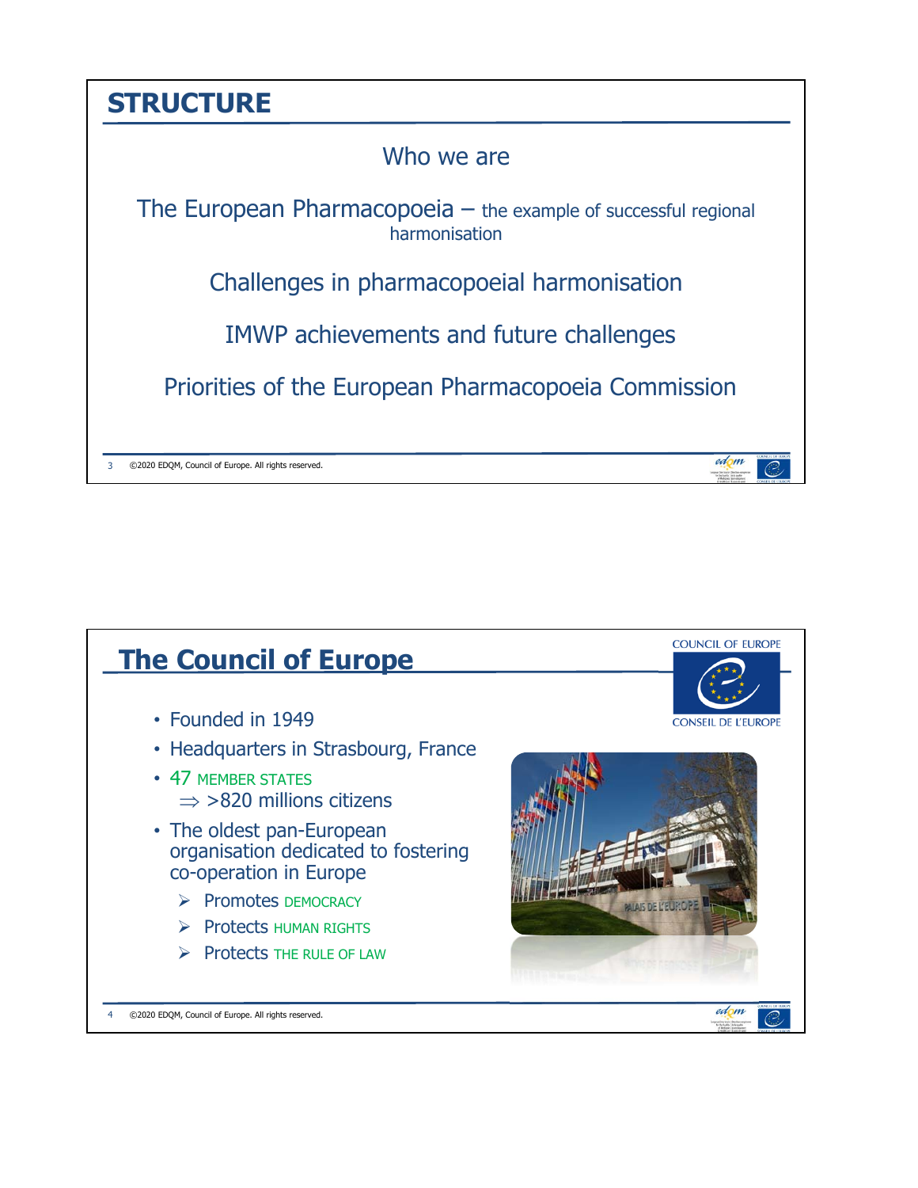## STRUCTURE

Who we are

The European Pharmacopoeia – the example of successful regional harmonisation

Challenges in pharmacopoeial harmonisation

IMWP achievements and future challenges

Priorities of the European Pharmacopoeia Commission

## The Council of Europe

- Founded in 1949
- Headquarters in Strasbourg, France
- 47 MEMBER STATES
  - ⇒ >820 millions citizens
- The oldest pan-European organisation dedicated to fostering co-operation in Europe
  - Promotes DEMOCRACY
  - Protects HUMAN RIGHTS
  - Protects THE RULE OF LAW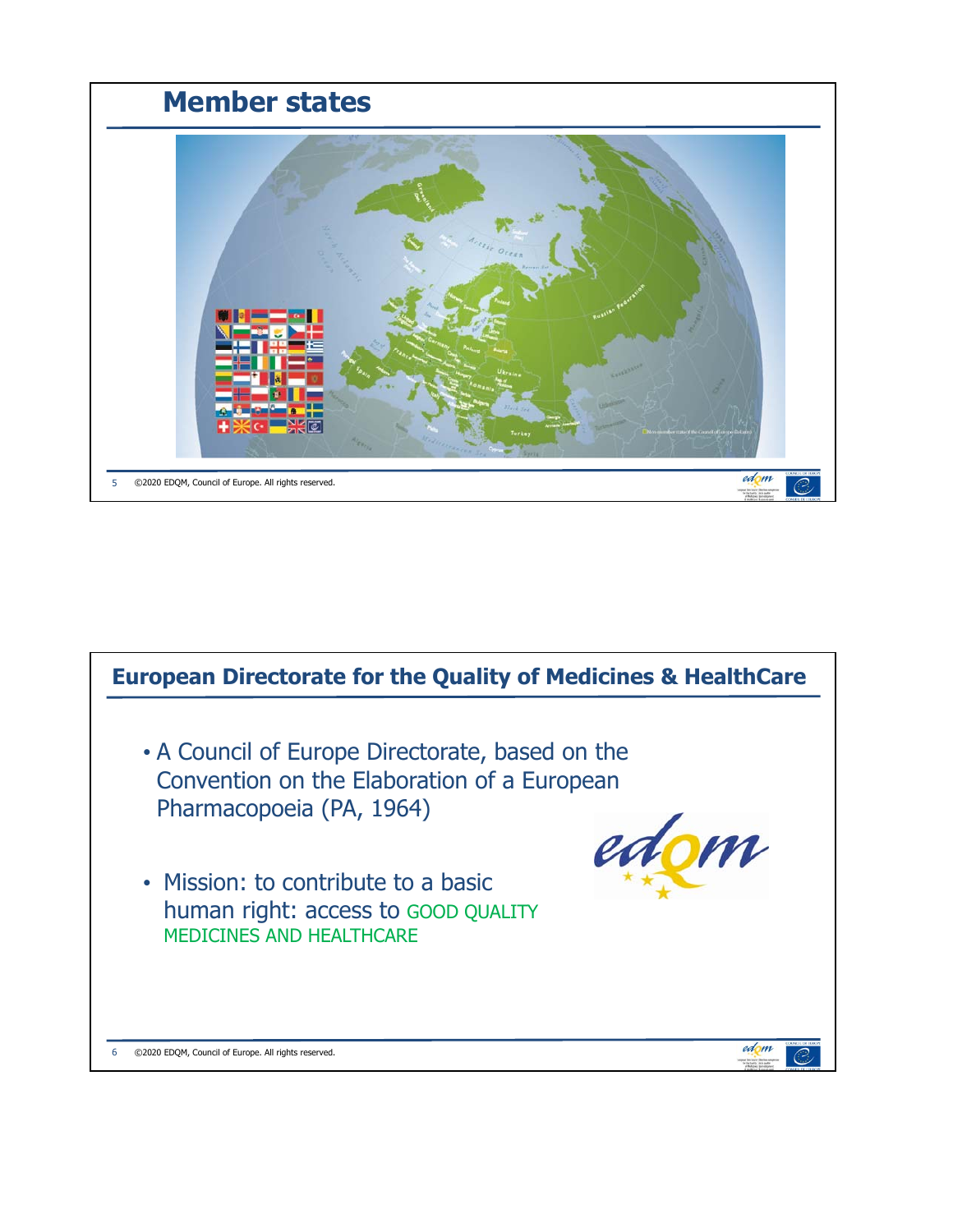## Member states

## European Directorate for the Quality of Medicines & HealthCare

- A Council of Europe Directorate, based on the Convention on the Elaboration of a European Pharmacopoeia (PA, 1964)
- Mission: to contribute to a basic human right: access to GOOD QUALITY MEDICINES AND HEALTHCARE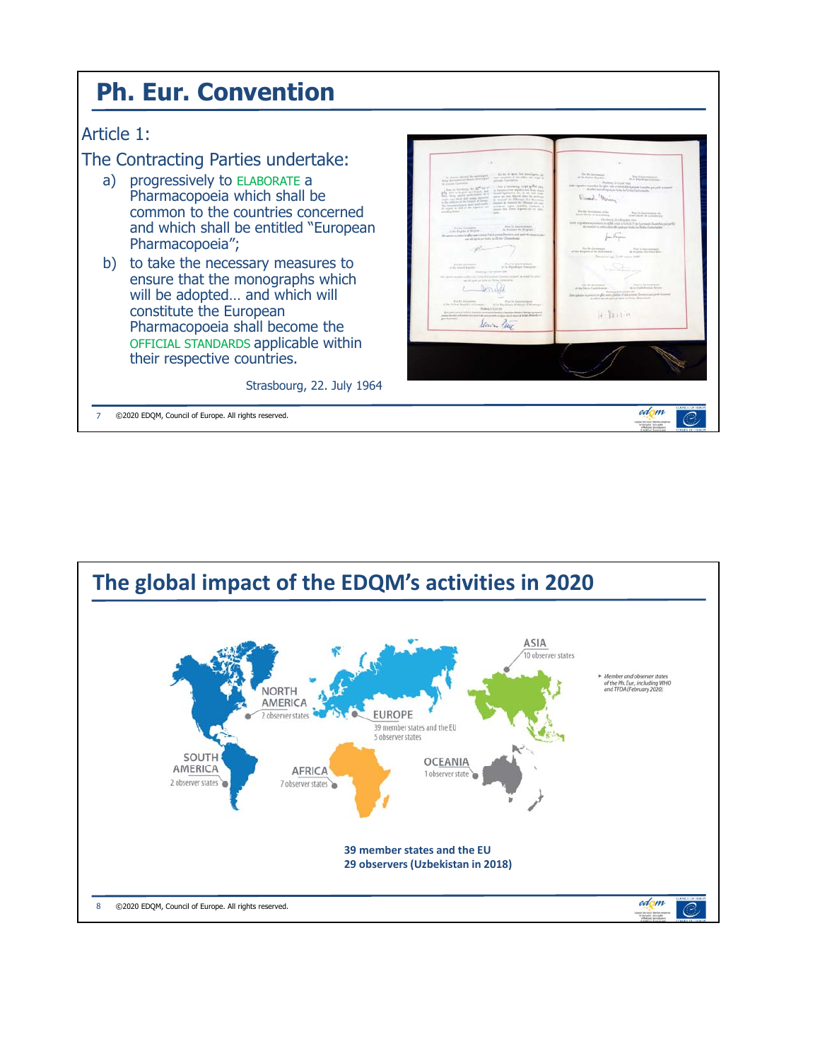# Ph. Eur. Convention

Article 1:

The Contracting Parties undertake:

a) progressively to ELABORATE a Pharmacopoeia which shall be common to the countries concerned and which shall be entitled "European Pharmacopoeia";

b) to take the necessary measures to ensure that the monographs which will be adopted… and which will constitute the European Pharmacopoeia shall become the OFFICIAL STANDARDS applicable within their respective countries.

Strasbourg, 22. July 1964

©2020 EDQM, Council of Europe. All rights reserved.

# The global impact of the EDQM's activities in 2020

NORTH AMERICA
2 observer states

EUROPE
39 member states and the EU
5 observer states

ASIA
10 observer states

SOUTH AMERICA
2 observer states

AFRICA
7 observer states

OCEANIA
1 observer state

- *Member and observer states of the Ph. Eur. including WHO and TFDA (February 2020)*

**39 member states and the EU**
**29 observers (Uzbekistan in 2018)**

©2020 EDQM, Council of Europe. All rights reserved.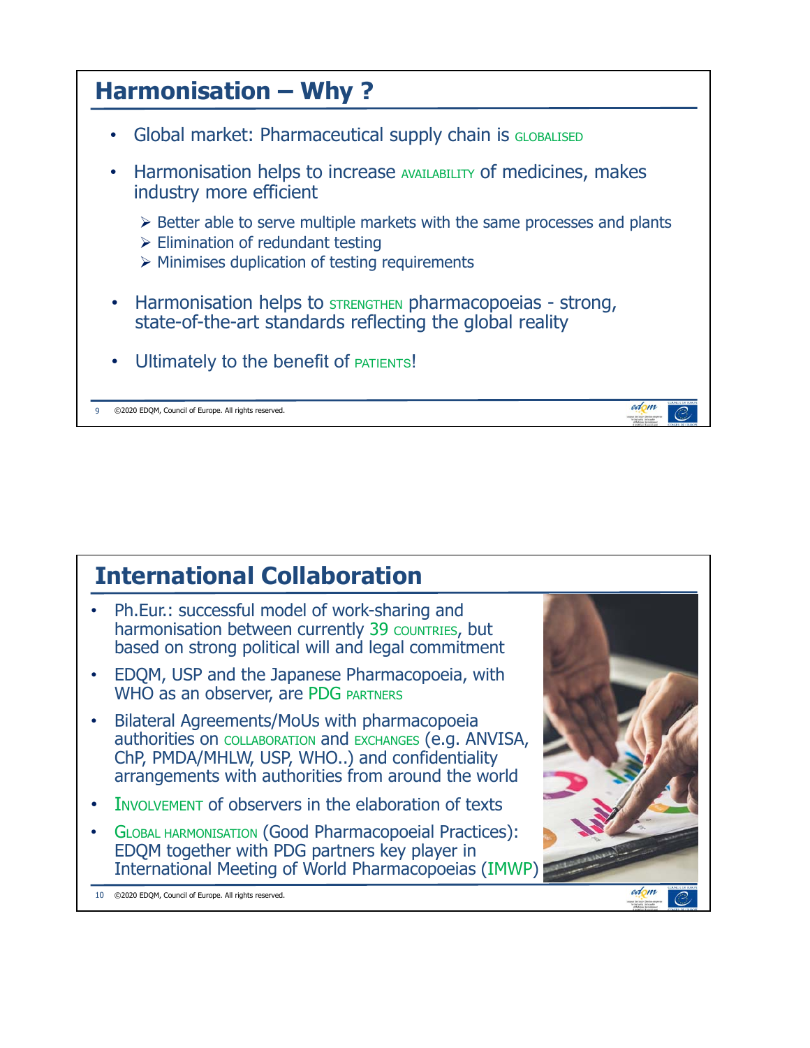## Harmonisation – Why ?

- Global market: Pharmaceutical supply chain is GLOBALISED
- Harmonisation helps to increase AVAILABILITY of medicines, makes industry more efficient
  - Better able to serve multiple markets with the same processes and plants
  - Elimination of redundant testing
  - Minimises duplication of testing requirements
- Harmonisation helps to STRENGTHEN pharmacopoeias - strong, state-of-the-art standards reflecting the global reality
- Ultimately to the benefit of PATIENTS!

## International Collaboration

- Ph.Eur.: successful model of work-sharing and harmonisation between currently 39 COUNTRIES, but based on strong political will and legal commitment
- EDQM, USP and the Japanese Pharmacopoeia, with WHO as an observer, are PDG PARTNERS
- Bilateral Agreements/MoUs with pharmacopoeia authorities on COLLABORATION and EXCHANGES (e.g. ANVISA, ChP, PMDA/MHLW, USP, WHO..) and confidentiality arrangements with authorities from around the world
- INVOLVEMENT of observers in the elaboration of texts
- GLOBAL HARMONISATION (Good Pharmacopoeial Practices): EDQM together with PDG partners key player in International Meeting of World Pharmacopoeias (IMWP)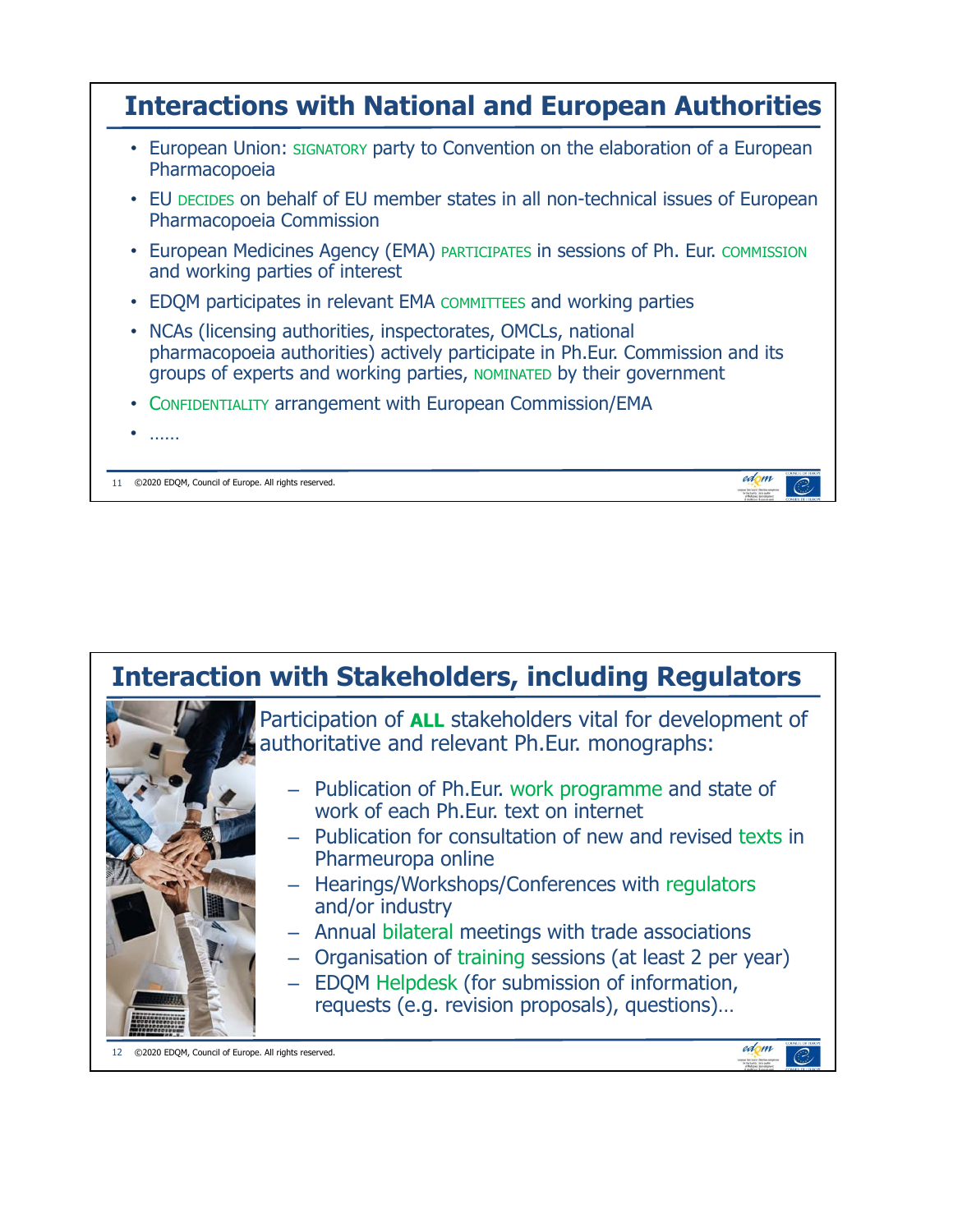## Interactions with National and European Authorities

- European Union: SIGNATORY party to Convention on the elaboration of a European Pharmacopoeia
- EU DECIDES on behalf of EU member states in all non-technical issues of European Pharmacopoeia Commission
- European Medicines Agency (EMA) PARTICIPATES in sessions of Ph. Eur. COMMISSION and working parties of interest
- EDQM participates in relevant EMA COMMITTEES and working parties
- NCAs (licensing authorities, inspectorates, OMCLs, national pharmacopoeia authorities) actively participate in Ph.Eur. Commission and its groups of experts and working parties, NOMINATED by their government
- CONFIDENTIALITY arrangement with European Commission/EMA
- ……

## Interaction with Stakeholders, including Regulators

Participation of **ALL** stakeholders vital for development of authoritative and relevant Ph.Eur. monographs:

- Publication of Ph.Eur. work programme and state of work of each Ph.Eur. text on internet
- Publication for consultation of new and revised texts in Pharmeuropa online
- Hearings/Workshops/Conferences with regulators and/or industry
- Annual bilateral meetings with trade associations
- Organisation of training sessions (at least 2 per year)
- EDQM Helpdesk (for submission of information, requests (e.g. revision proposals), questions)…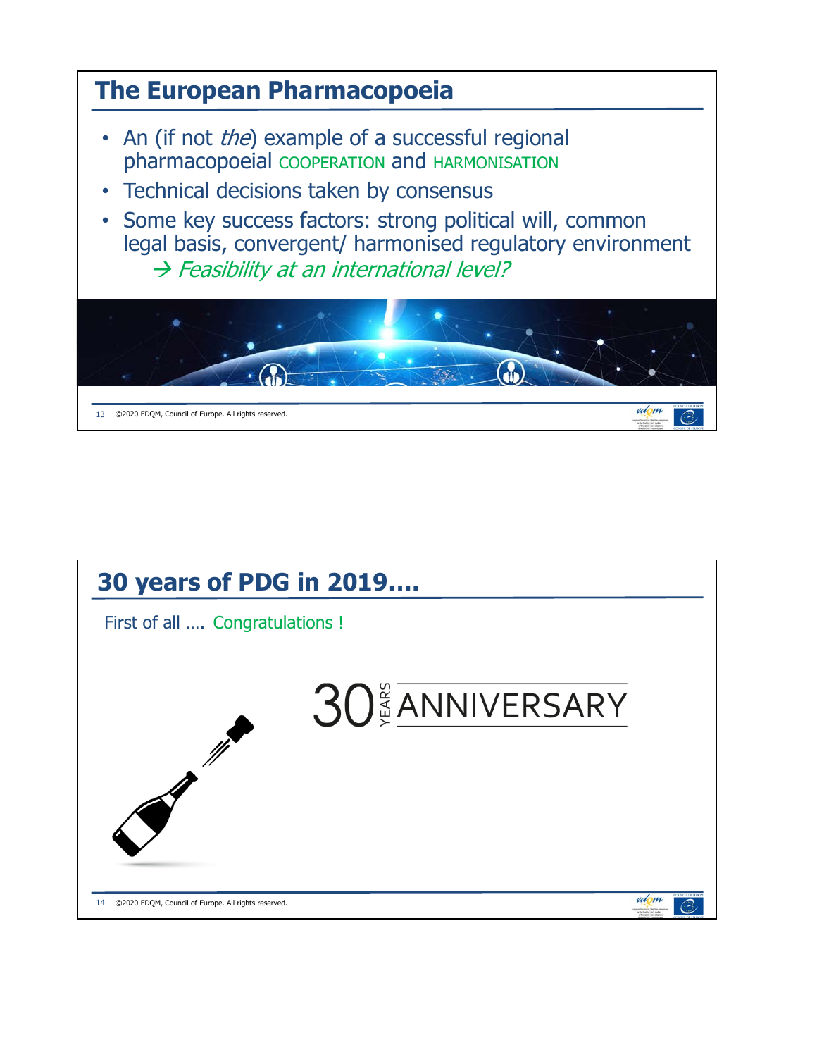## The European Pharmacopoeia

- An (if not *the*) example of a successful regional pharmacopoeial COOPERATION and HARMONISATION
- Technical decisions taken by consensus
- Some key success factors: strong political will, common legal basis, convergent/ harmonised regulatory environment
  - → *Feasibility at an international level?*

## 30 years of PDG in 2019....

First of all .... Congratulations !

30 YEARS ANNIVERSARY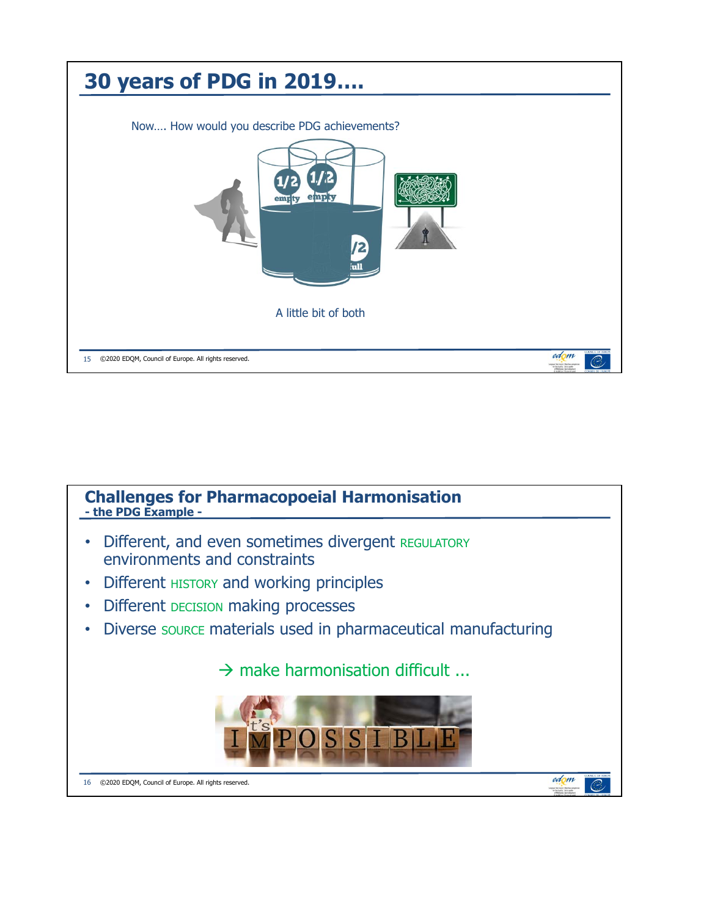## 30 years of PDG in 2019….

Now…. How would you describe PDG achievements?

A little bit of both

## Challenges for Pharmacopoeial Harmonisation
### - the PDG Example -

- Different, and even sometimes divergent REGULATORY environments and constraints
- Different HISTORY and working principles
- Different DECISION making processes
- Diverse SOURCE materials used in pharmaceutical manufacturing

→ make harmonisation difficult ...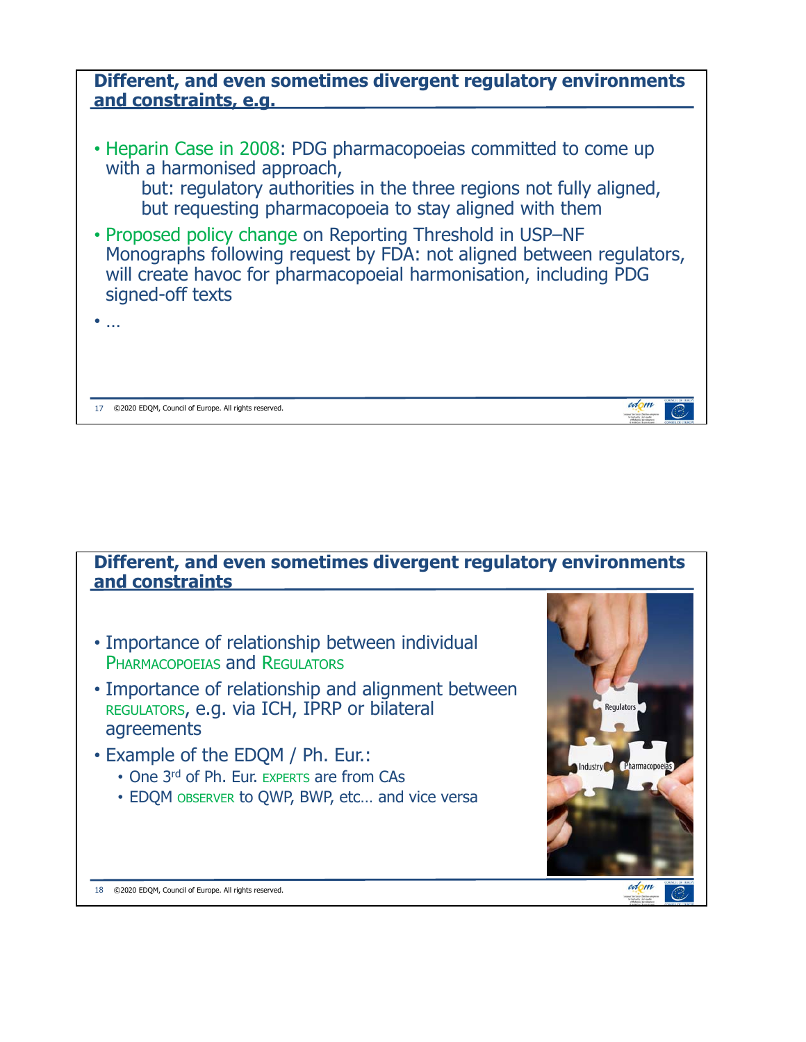## Different, and even sometimes divergent regulatory environments and constraints, e.g.

- Heparin Case in 2008: PDG pharmacopoeias committed to come up with a harmonised approach,
  but: regulatory authorities in the three regions not fully aligned, but requesting pharmacopoeia to stay aligned with them
- Proposed policy change on Reporting Threshold in USP–NF Monographs following request by FDA: not aligned between regulators, will create havoc for pharmacopoeial harmonisation, including PDG signed-off texts
- …

## Different, and even sometimes divergent regulatory environments and constraints

- Importance of relationship between individual PHARMACOPOEIAS and REGULATORS
- Importance of relationship and alignment between REGULATORS, e.g. via ICH, IPRP or bilateral agreements
- Example of the EDQM / Ph. Eur.:
  - One 3rd of Ph. Eur. EXPERTS are from CAs
  - EDQM OBSERVER to QWP, BWP, etc… and vice versa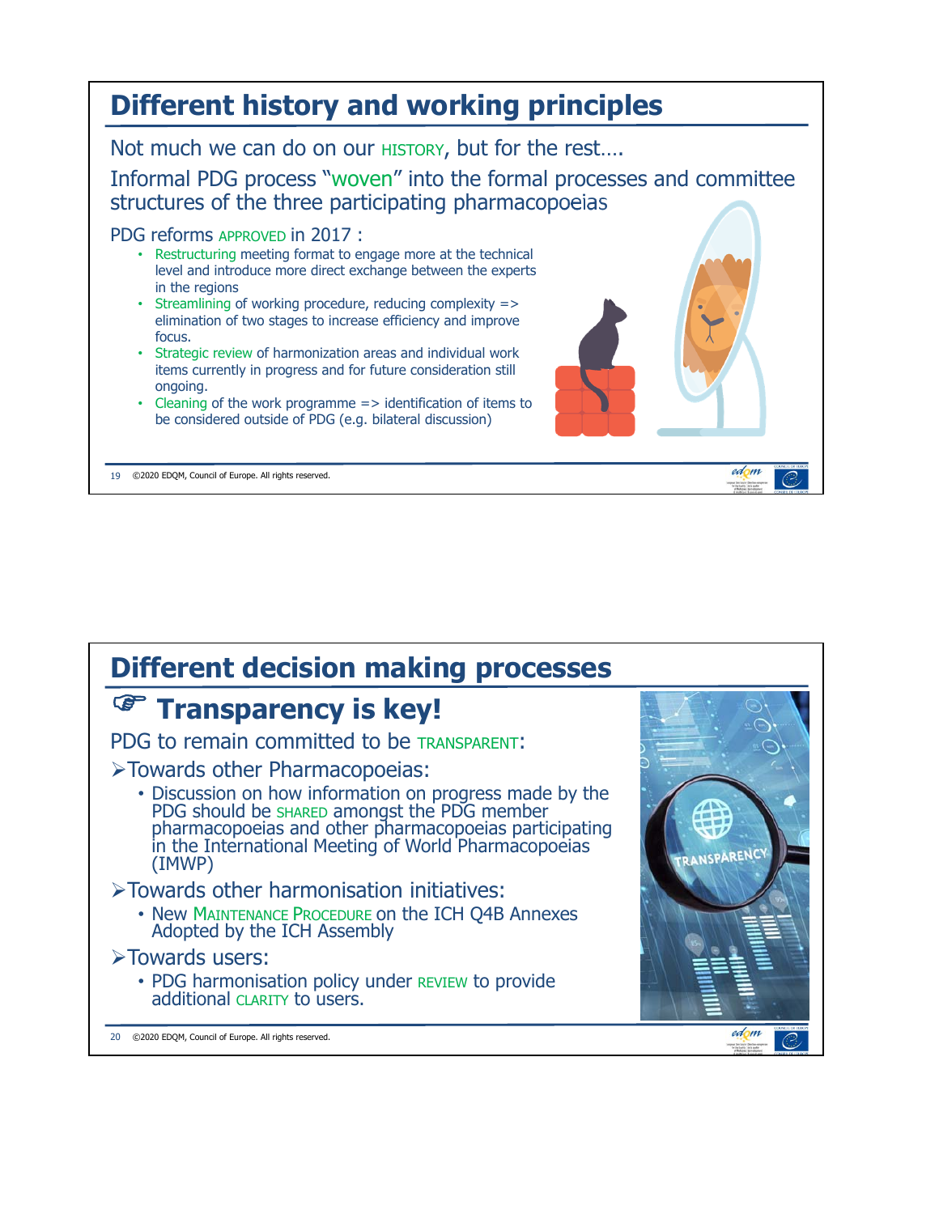# Different history and working principles

Not much we can do on our HISTORY, but for the rest….

Informal PDG process "woven" into the formal processes and committee structures of the three participating pharmacopoeias

PDG reforms APPROVED in 2017 :

- Restructuring meeting format to engage more at the technical level and introduce more direct exchange between the experts in the regions
- Streamlining of working procedure, reducing complexity => elimination of two stages to increase efficiency and improve focus.
- Strategic review of harmonization areas and individual work items currently in progress and for future consideration still ongoing.
- Cleaning of the work programme => identification of items to be considered outside of PDG (e.g. bilateral discussion)

# Different decision making processes

## ☞ Transparency is key!

PDG to remain committed to be TRANSPARENT:

- Towards other Pharmacopoeias:
  - Discussion on how information on progress made by the PDG should be SHARED amongst the PDG member pharmacopoeias and other pharmacopoeias participating in the International Meeting of World Pharmacopoeias (IMWP)
- Towards other harmonisation initiatives:
  - New MAINTENANCE PROCEDURE on the ICH Q4B Annexes Adopted by the ICH Assembly
- Towards users:
  - PDG harmonisation policy under REVIEW to provide additional CLARITY to users.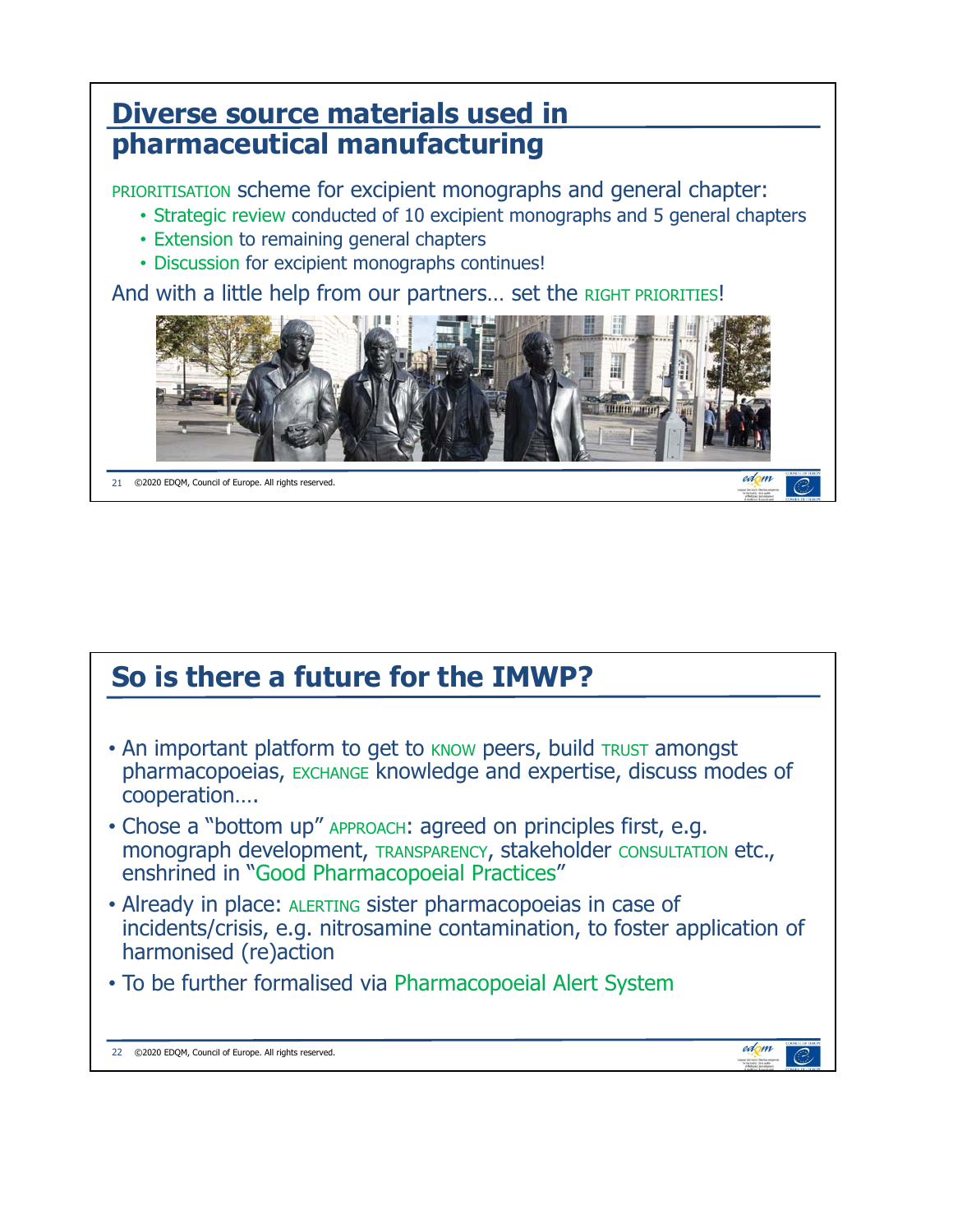## Diverse source materials used in pharmaceutical manufacturing

PRIORITISATION scheme for excipient monographs and general chapter:

- Strategic review conducted of 10 excipient monographs and 5 general chapters
- Extension to remaining general chapters
- Discussion for excipient monographs continues!

And with a little help from our partners… set the RIGHT PRIORITIES!

## So is there a future for the IMWP?

- An important platform to get to KNOW peers, build TRUST amongst pharmacopoeias, EXCHANGE knowledge and expertise, discuss modes of cooperation….
- Chose a "bottom up" APPROACH: agreed on principles first, e.g. monograph development, TRANSPARENCY, stakeholder CONSULTATION etc., enshrined in "Good Pharmacopoeial Practices"
- Already in place: ALERTING sister pharmacopoeias in case of incidents/crisis, e.g. nitrosamine contamination, to foster application of harmonised (re)action
- To be further formalised via Pharmacopoeial Alert System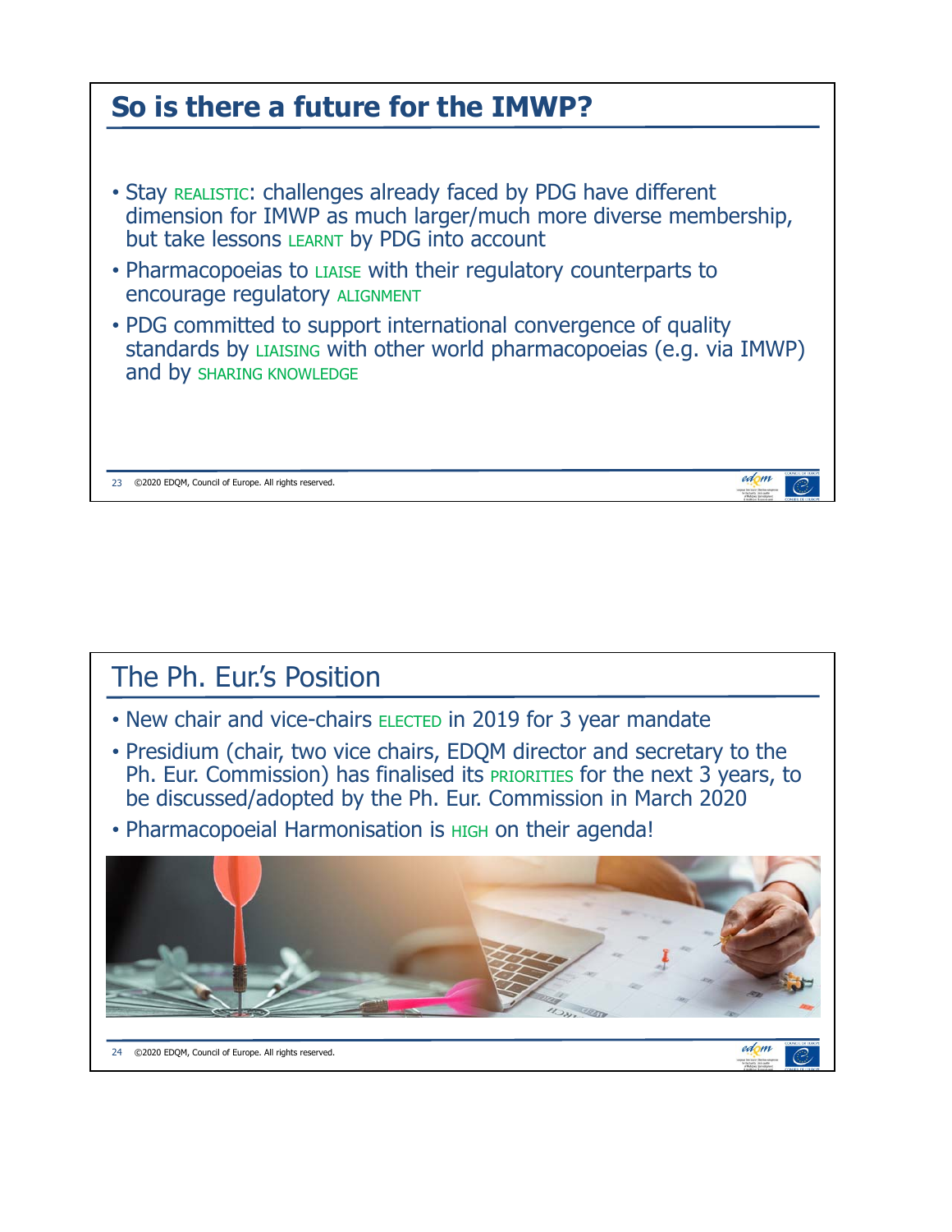## So is there a future for the IMWP?

- Stay REALISTIC: challenges already faced by PDG have different dimension for IMWP as much larger/much more diverse membership, but take lessons LEARNT by PDG into account
- Pharmacopoeias to LIAISE with their regulatory counterparts to encourage regulatory ALIGNMENT
- PDG committed to support international convergence of quality standards by LIAISING with other world pharmacopoeias (e.g. via IMWP) and by SHARING KNOWLEDGE

©2020 EDQM, Council of Europe. All rights reserved.

## The Ph. Eur.'s Position

- New chair and vice-chairs ELECTED in 2019 for 3 year mandate
- Presidium (chair, two vice chairs, EDQM director and secretary to the Ph. Eur. Commission) has finalised its PRIORITIES for the next 3 years, to be discussed/adopted by the Ph. Eur. Commission in March 2020
- Pharmacopoeial Harmonisation is HIGH on their agenda!

©2020 EDQM, Council of Europe. All rights reserved.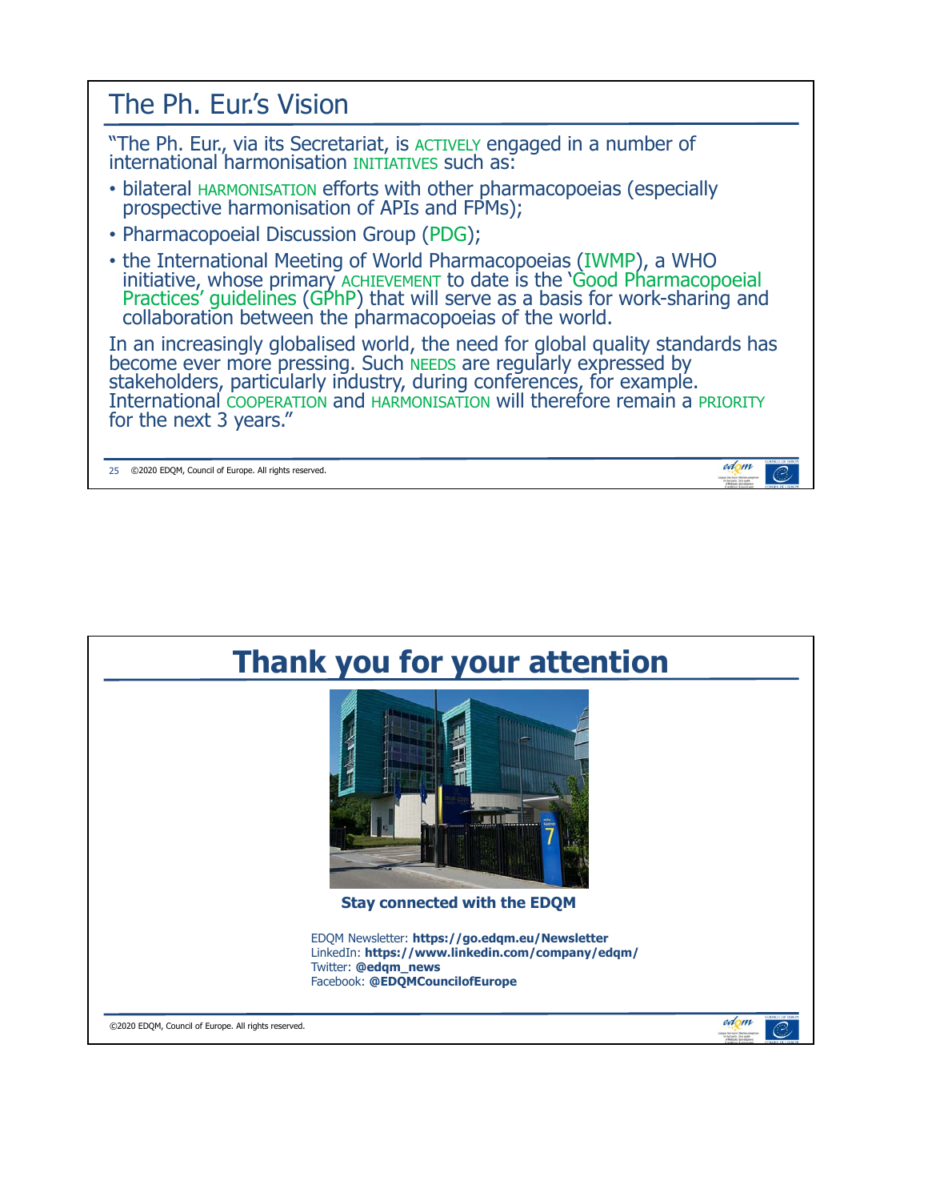## The Ph. Eur.'s Vision

"The Ph. Eur., via its Secretariat, is ACTIVELY engaged in a number of international harmonisation INITIATIVES such as:

- bilateral HARMONISATION efforts with other pharmacopoeias (especially prospective harmonisation of APIs and FPMs);
- Pharmacopoeial Discussion Group (PDG);
- the International Meeting of World Pharmacopoeias (IWMP), a WHO initiative, whose primary ACHIEVEMENT to date is the 'Good Pharmacopoeial Practices' guidelines (GPhP) that will serve as a basis for work-sharing and collaboration between the pharmacopoeias of the world.

In an increasingly globalised world, the need for global quality standards has become ever more pressing. Such NEEDS are regularly expressed by stakeholders, particularly industry, during conferences, for example. International COOPERATION and HARMONISATION will therefore remain a PRIORITY for the next 3 years."

©2020 EDQM, Council of Europe. All rights reserved.

## Thank you for your attention

**Stay connected with the EDQM**

EDQM Newsletter: **https://go.edqm.eu/Newsletter**
LinkedIn: **https://www.linkedin.com/company/edqm/**
Twitter: **@edqm_news**
Facebook: **@EDQMCouncilofEurope**

©2020 EDQM, Council of Europe. All rights reserved.